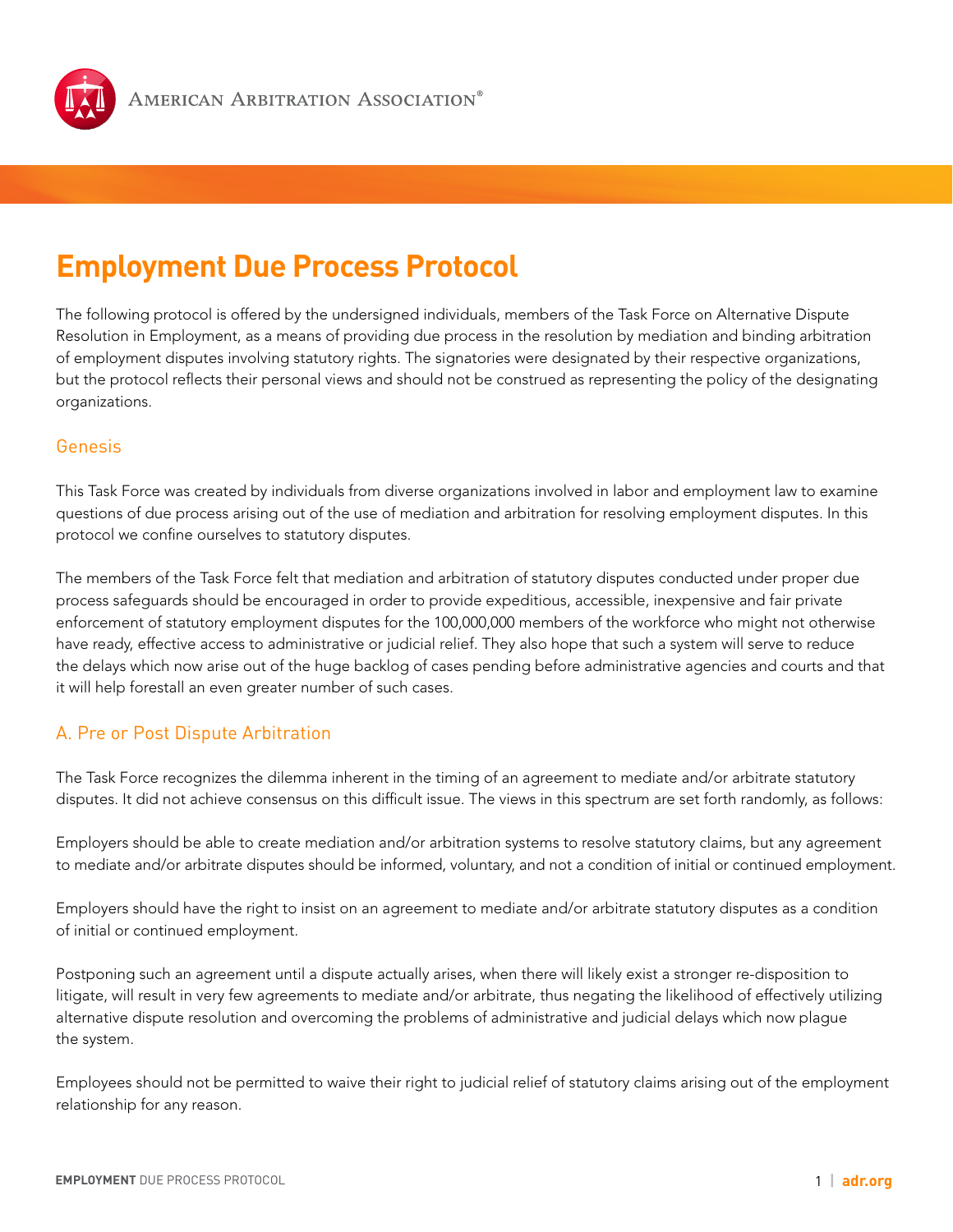# Employment Due Process Protocol

The following protocol is offered by the undersigned individuals, members of the Task Force on Alternative Dispute Resolution in Employment, as a means of providing due process in the resolution by mediation and binding arbitration of employment disputes involving statutory rights. The signatories were designated by their respective organizations, but the protocol reflects their personal views and should not be construed as representing the policy of the designating organizations.

## Genesis

This Task Force was created by individuals from diverse organizations involved in labor and employment law to examine questions of due process arising out of the use of mediation and arbitration for resolving employment disputes. In this protocol we confine ourselves to statutory disputes.

The members of the Task Force felt that mediation and arbitration of statutory disputes conducted under proper due process safeguards should be encouraged in order to provide expeditious, accessible, inexpensive and fair private enforcement of statutory employment disputes for the 100,000,000 members of the workforce who might not otherwise have ready, effective access to administrative or judicial relief. They also hope that such a system will serve to reduce the delays which now arise out of the huge backlog of cases pending before administrative agencies and courts and that it will help forestall an even greater number of such cases.

## A. Pre or Post Dispute Arbitration

The Task Force recognizes the dilemma inherent in the timing of an agreement to mediate and/or arbitrate statutory disputes. It did not achieve consensus on this difficult issue. The views in this spectrum are set forth randomly, as follows:

Employers should be able to create mediation and/or arbitration systems to resolve statutory claims, but any agreement to mediate and/or arbitrate disputes should be informed, voluntary, and not a condition of initial or continued employment.

Employers should have the right to insist on an agreement to mediate and/or arbitrate statutory disputes as a condition of initial or continued employment.

Postponing such an agreement until a dispute actually arises, when there will likely exist a stronger re-disposition to litigate, will result in very few agreements to mediate and/or arbitrate, thus negating the likelihood of effectively utilizing alternative dispute resolution and overcoming the problems of administrative and judicial delays which now plague the system.

Employees should not be permitted to waive their right to judicial relief of statutory claims arising out of the employment relationship for any reason.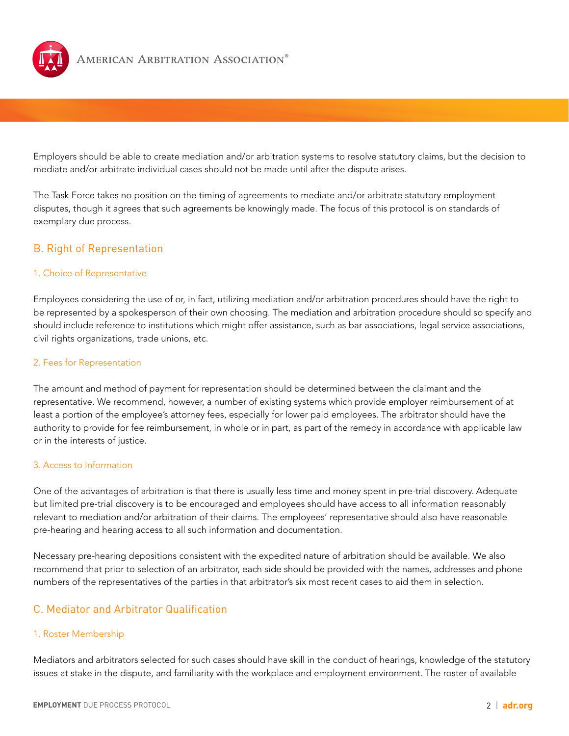Employers should be able to create mediation and/or arbitration systems to resolve statutory claims, but the decision to mediate and/or arbitrate individual cases should not be made until after the dispute arises.

The Task Force takes no position on the timing of agreements to mediate and/or arbitrate statutory employment disputes, though it agrees that such agreements be knowingly made. The focus of this protocol is on standards of exemplary due process.

## B. Right of Representation

### 1. Choice of Representative

Employees considering the use of or, in fact, utilizing mediation and/or arbitration procedures should have the right to be represented by a spokesperson of their own choosing. The mediation and arbitration procedure should so specify and should include reference to institutions which might offer assistance, such as bar associations, legal service associations, civil rights organizations, trade unions, etc.

### 2. Fees for Representation

The amount and method of payment for representation should be determined between the claimant and the representative. We recommend, however, a number of existing systems which provide employer reimbursement of at least a portion of the employee's attorney fees, especially for lower paid employees. The arbitrator should have the authority to provide for fee reimbursement, in whole or in part, as part of the remedy in accordance with applicable law or in the interests of justice.

### 3. Access to Information

One of the advantages of arbitration is that there is usually less time and money spent in pre-trial discovery. Adequate but limited pre-trial discovery is to be encouraged and employees should have access to all information reasonably relevant to mediation and/or arbitration of their claims. The employees' representative should also have reasonable pre-hearing and hearing access to all such information and documentation.

Necessary pre-hearing depositions consistent with the expedited nature of arbitration should be available. We also recommend that prior to selection of an arbitrator, each side should be provided with the names, addresses and phone numbers of the representatives of the parties in that arbitrator's six most recent cases to aid them in selection.

## C. Mediator and Arbitrator Qualification

### 1. Roster Membership

Mediators and arbitrators selected for such cases should have skill in the conduct of hearings, knowledge of the statutory issues at stake in the dispute, and familiarity with the workplace and employment environment. The roster of available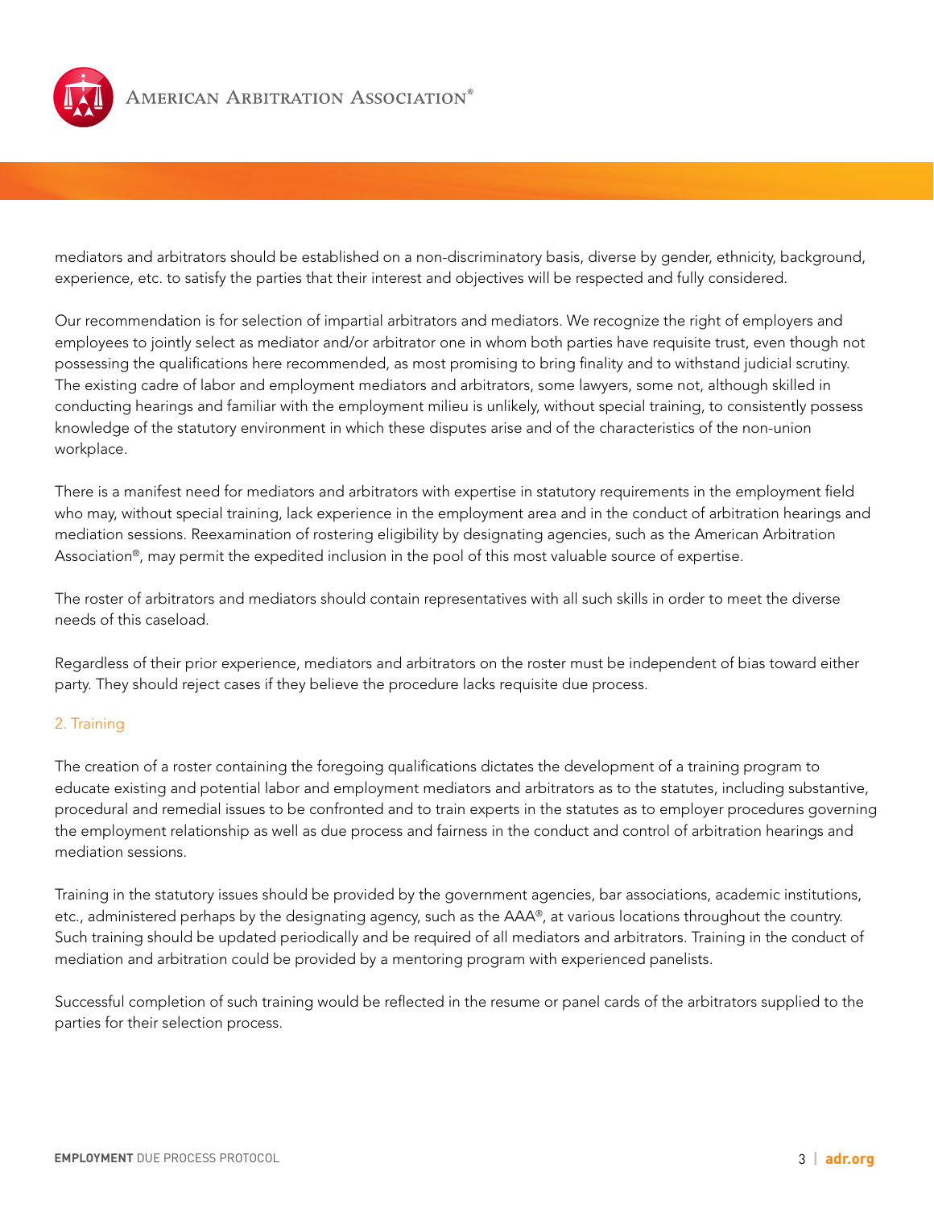mediators and arbitrators should be established on a non-discriminatory basis, diverse by gender, ethnicity, background, experience, etc. to satisfy the parties that their interest and objectives will be respected and fully considered.

Our recommendation is for selection of impartial arbitrators and mediators. We recognize the right of employers and employees to jointly select as mediator and/or arbitrator one in whom both parties have requisite trust, even though not possessing the qualifications here recommended, as most promising to bring finality and to withstand judicial scrutiny. The existing cadre of labor and employment mediators and arbitrators, some lawyers, some not, although skilled in conducting hearings and familiar with the employment milieu is unlikely, without special training, to consistently possess knowledge of the statutory environment in which these disputes arise and of the characteristics of the non-union workplace.

There is a manifest need for mediators and arbitrators with expertise in statutory requirements in the employment field who may, without special training, lack experience in the employment area and in the conduct of arbitration hearings and mediation sessions. Reexamination of rostering eligibility by designating agencies, such as the American Arbitration Association®, may permit the expedited inclusion in the pool of this most valuable source of expertise.

The roster of arbitrators and mediators should contain representatives with all such skills in order to meet the diverse needs of this caseload.

Regardless of their prior experience, mediators and arbitrators on the roster must be independent of bias toward either party. They should reject cases if they believe the procedure lacks requisite due process.

### 2. Training

The creation of a roster containing the foregoing qualifications dictates the development of a training program to educate existing and potential labor and employment mediators and arbitrators as to the statutes, including substantive, procedural and remedial issues to be confronted and to train experts in the statutes as to employer procedures governing the employment relationship as well as due process and fairness in the conduct and control of arbitration hearings and mediation sessions.

Training in the statutory issues should be provided by the government agencies, bar associations, academic institutions, etc., administered perhaps by the designating agency, such as the AAA®, at various locations throughout the country. Such training should be updated periodically and be required of all mediators and arbitrators. Training in the conduct of mediation and arbitration could be provided by a mentoring program with experienced panelists.

Successful completion of such training would be reflected in the resume or panel cards of the arbitrators supplied to the parties for their selection process.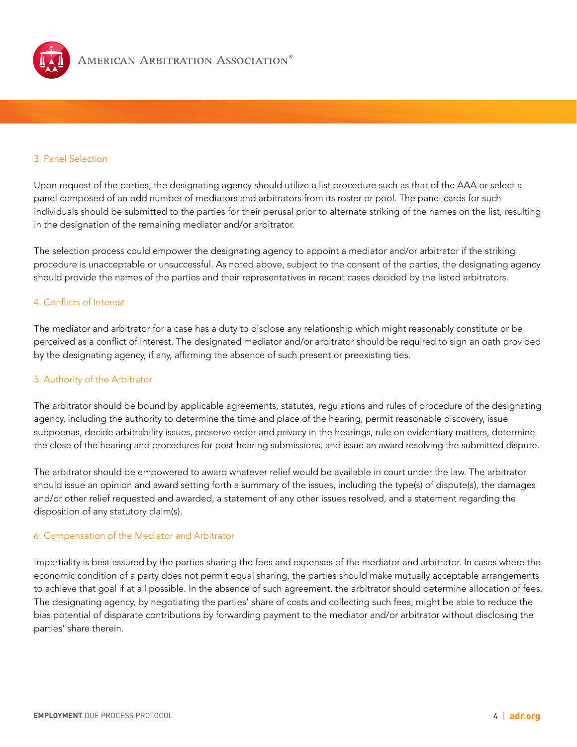### 3. Panel Selection

Upon request of the parties, the designating agency should utilize a list procedure such as that of the AAA or select a panel composed of an odd number of mediators and arbitrators from its roster or pool. The panel cards for such individuals should be submitted to the parties for their perusal prior to alternate striking of the names on the list, resulting in the designation of the remaining mediator and/or arbitrator.

The selection process could empower the designating agency to appoint a mediator and/or arbitrator if the striking procedure is unacceptable or unsuccessful. As noted above, subject to the consent of the parties, the designating agency should provide the names of the parties and their representatives in recent cases decided by the listed arbitrators.

### 4. Conflicts of Interest

The mediator and arbitrator for a case has a duty to disclose any relationship which might reasonably constitute or be perceived as a conflict of interest. The designated mediator and/or arbitrator should be required to sign an oath provided by the designating agency, if any, affirming the absence of such present or preexisting ties.

### 5. Authority of the Arbitrator

The arbitrator should be bound by applicable agreements, statutes, regulations and rules of procedure of the designating agency, including the authority to determine the time and place of the hearing, permit reasonable discovery, issue subpoenas, decide arbitrability issues, preserve order and privacy in the hearings, rule on evidentiary matters, determine the close of the hearing and procedures for post-hearing submissions, and issue an award resolving the submitted dispute.

The arbitrator should be empowered to award whatever relief would be available in court under the law. The arbitrator should issue an opinion and award setting forth a summary of the issues, including the type(s) of dispute(s), the damages and/or other relief requested and awarded, a statement of any other issues resolved, and a statement regarding the disposition of any statutory claim(s).

### 6. Compensation of the Mediator and Arbitrator

Impartiality is best assured by the parties sharing the fees and expenses of the mediator and arbitrator. In cases where the economic condition of a party does not permit equal sharing, the parties should make mutually acceptable arrangements to achieve that goal if at all possible. In the absence of such agreement, the arbitrator should determine allocation of fees. The designating agency, by negotiating the parties' share of costs and collecting such fees, might be able to reduce the bias potential of disparate contributions by forwarding payment to the mediator and/or arbitrator without disclosing the parties' share therein.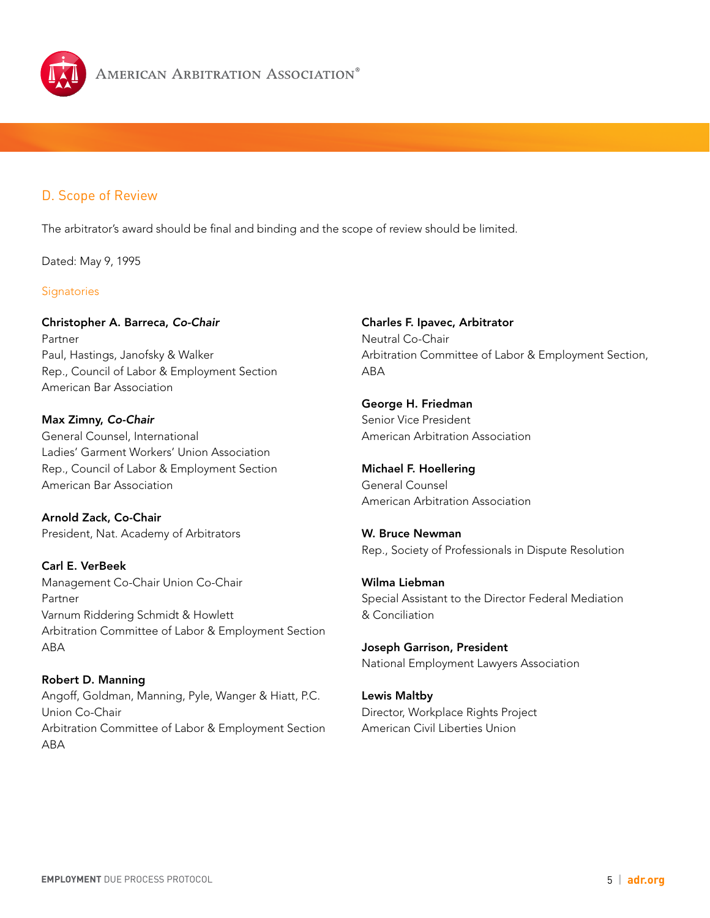## D. Scope of Review

The arbitrator's award should be final and binding and the scope of review should be limited.

Dated: May 9, 1995

### Signatories

**Christopher A. Barreca, *Co-Chair***
Partner
Paul, Hastings, Janofsky & Walker
Rep., Council of Labor & Employment Section
American Bar Association

**Max Zimny, *Co-Chair***
General Counsel, International
Ladies' Garment Workers' Union Association
Rep., Council of Labor & Employment Section
American Bar Association

**Arnold Zack, Co-Chair**
President, Nat. Academy of Arbitrators

**Carl E. VerBeek**
Management Co-Chair Union Co-Chair
Partner
Varnum Riddering Schmidt & Howlett
Arbitration Committee of Labor & Employment Section
ABA

**Robert D. Manning**
Angoff, Goldman, Manning, Pyle, Wanger & Hiatt, P.C.
Union Co-Chair
Arbitration Committee of Labor & Employment Section
ABA

**Charles F. Ipavec, Arbitrator**
Neutral Co-Chair
Arbitration Committee of Labor & Employment Section, ABA

**George H. Friedman**
Senior Vice President
American Arbitration Association

**Michael F. Hoellering**
General Counsel
American Arbitration Association

**W. Bruce Newman**
Rep., Society of Professionals in Dispute Resolution

**Wilma Liebman**
Special Assistant to the Director Federal Mediation & Conciliation

**Joseph Garrison, President**
National Employment Lawyers Association

**Lewis Maltby**
Director, Workplace Rights Project
American Civil Liberties Union